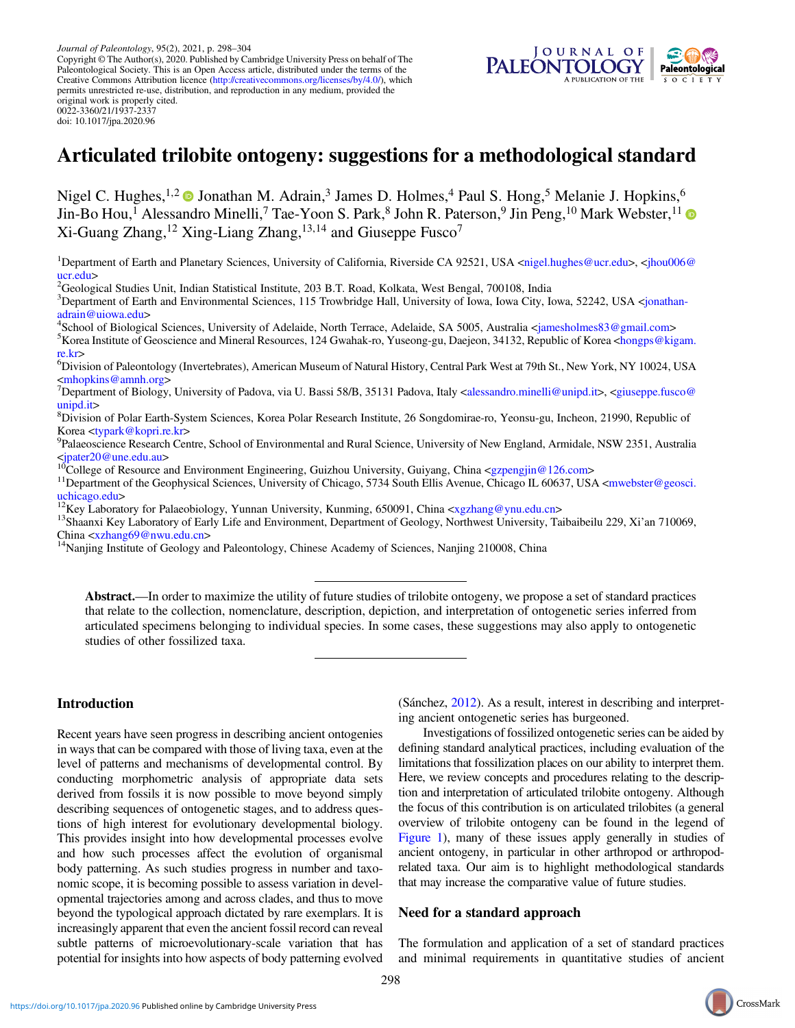Journal of Paleontology, 95(2), 2021, p. 298–304
Copyright © The Author(s), 2020. Published by Cambridge University Press on behalf of The Paleontological Society. This is an Open Access article, distributed under the terms of the Creative Commons Attribution licence (http://creativecommons.org/licenses/by/4.0/), which permits unrestricted re-use, distribution, and reproduction in any medium, provided the original work is properly cited.
0022-3360/21/1937-2337
doi: 10.1017/jpa.2020.96

# Articulated trilobite ontogeny: suggestions for a methodological standard

Nigel C. Hughes,[1,2] Jonathan M. Adrain,[3] James D. Holmes,[4] Paul S. Hong,[5] Melanie J. Hopkins,[6] Jin-Bo Hou,[1] Alessandro Minelli,[7] Tae-Yoon S. Park,[8] John R. Paterson,[9] Jin Peng,[10] Mark Webster,[11] Xi-Guang Zhang,[12] Xing-Liang Zhang,[13,14] and Giuseppe Fusco[7]

[1]Department of Earth and Planetary Sciences, University of California, Riverside CA 92521, USA <nigel.hughes@ucr.edu>, <jhou006@ucr.edu>
[2]Geological Studies Unit, Indian Statistical Institute, 203 B.T. Road, Kolkata, West Bengal, 700108, India
[3]Department of Earth and Environmental Sciences, 115 Trowbridge Hall, University of Iowa, Iowa City, Iowa, 52242, USA <jonathan-adrain@uiowa.edu>
[4]School of Biological Sciences, University of Adelaide, North Terrace, Adelaide, SA 5005, Australia <jamesholmes83@gmail.com>
[5]Korea Institute of Geoscience and Mineral Resources, 124 Gwahak-ro, Yuseong-gu, Daejeon, 34132, Republic of Korea <hongps@kigam.re.kr>
[6]Division of Paleontology (Invertebrates), American Museum of Natural History, Central Park West at 79th St., New York, NY 10024, USA <mhopkins@amnh.org>
[7]Department of Biology, University of Padova, via U. Bassi 58/B, 35131 Padova, Italy <alessandro.minelli@unipd.it>, <giuseppe.fusco@unipd.it>
[8]Division of Polar Earth-System Sciences, Korea Polar Research Institute, 26 Songdomirae-ro, Yeonsu-gu, Incheon, 21990, Republic of Korea <typark@kopri.re.kr>
[9]Palaeoscience Research Centre, School of Environmental and Rural Science, University of New England, Armidale, NSW 2351, Australia <jpater20@une.edu.au>
[10]College of Resource and Environment Engineering, Guizhou University, Guiyang, China <gzpengjin@126.com>
[11]Department of the Geophysical Sciences, University of Chicago, 5734 South Ellis Avenue, Chicago IL 60637, USA <mwebster@geosci.uchicago.edu>
[12]Key Laboratory for Palaeobiology, Yunnan University, Kunming, 650091, China <xgzhang@ynu.edu.cn>
[13]Shaanxi Key Laboratory of Early Life and Environment, Department of Geology, Northwest University, Taibaibeilu 229, Xi'an 710069, China <xzhang69@nwu.edu.cn>
[14]Nanjing Institute of Geology and Paleontology, Chinese Academy of Sciences, Nanjing 210008, China

**Abstract.**—In order to maximize the utility of future studies of trilobite ontogeny, we propose a set of standard practices that relate to the collection, nomenclature, description, depiction, and interpretation of ontogenetic series inferred from articulated specimens belonging to individual species. In some cases, these suggestions may also apply to ontogenetic studies of other fossilized taxa.

## Introduction

Recent years have seen progress in describing ancient ontogenies in ways that can be compared with those of living taxa, even at the level of patterns and mechanisms of developmental control. By conducting morphometric analysis of appropriate data sets derived from fossils it is now possible to move beyond simply describing sequences of ontogenetic stages, and to address questions of high interest for evolutionary developmental biology. This provides insight into how developmental processes evolve and how such processes affect the evolution of organismal body patterning. As such studies progress in number and taxonomic scope, it is becoming possible to assess variation in developmental trajectories among and across clades, and thus to move beyond the typological approach dictated by rare exemplars. It is increasingly apparent that even the ancient fossil record can reveal subtle patterns of microevolutionary-scale variation that has potential for insights into how aspects of body patterning evolved (Sánchez, 2012). As a result, interest in describing and interpreting ancient ontogenetic series has burgeoned.

Investigations of fossilized ontogenetic series can be aided by defining standard analytical practices, including evaluation of the limitations that fossilization places on our ability to interpret them. Here, we review concepts and procedures relating to the description and interpretation of articulated trilobite ontogeny. Although the focus of this contribution is on articulated trilobites (a general overview of trilobite ontogeny can be found in the legend of Figure 1), many of these issues apply generally in studies of ancient ontogeny, in particular in other arthropod or arthropod-related taxa. Our aim is to highlight methodological standards that may increase the comparative value of future studies.

## Need for a standard approach

The formulation and application of a set of standard practices and minimal requirements in quantitative studies of ancient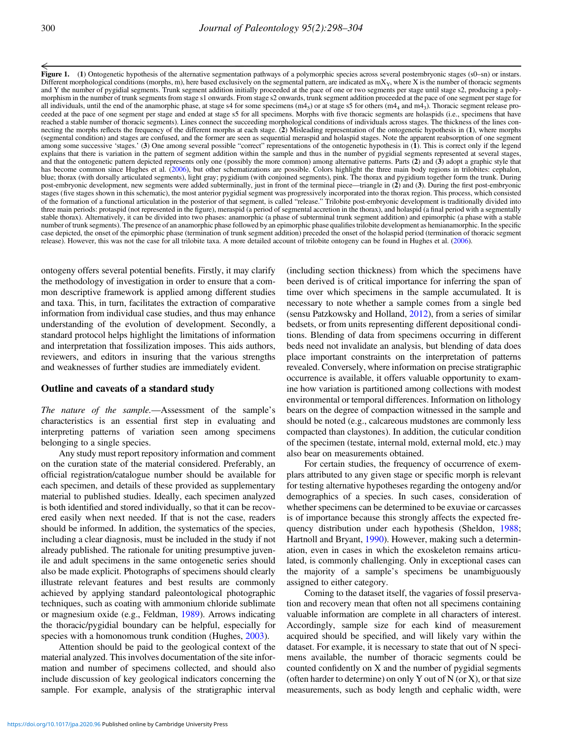**Figure 1.** (**1**) Ontogenetic hypothesis of the alternative segmentation pathways of a polymorphic species across several postembryonic stages (s0–sn) or instars. Different morphological conditions (morphs, m), here based exclusively on the segmental pattern, are indicated as $mX_Y$, where X is the number of thoracic segments and Y the number of pygidial segments. Trunk segment addition initially proceeded at the pace of one or two segments per stage until stage s2, producing a polymorphism in the number of trunk segments from stage s1 onwards. From stage s2 onwards, trunk segment addition proceeded at the pace of one segment per stage for all individuals, until the end of the anamorphic phase, at stage s4 for some specimens ($m4_5$) or at stage s5 for others ($m4_4$ and $m4_3$). Thoracic segment release proceeded at the pace of one segment per stage and ended at stage s5 for all specimens. Morphs with five thoracic segments are holaspids (i.e., specimens that have reached a stable number of thoracic segments). Lines connect the succeeding morphological conditions of individuals across stages. The thickness of the lines connecting the morphs reflects the frequency of the different morphs at each stage. (**2**) Misleading representation of the ontogenetic hypothesis in (**1**), where morphs (segmental condition) and stages are confused, and the former are seen as sequential meraspid and holaspid stages. Note the apparent reabsorption of one segment among some successive 'stages.' (**3**) One among several possible "correct" representations of the ontogenetic hypothesis in (**1**). This is correct only if the legend explains that there is variation in the pattern of segment addition within the sample and thus in the number of pygidial segments represented at several stages, and that the ontogenetic pattern depicted represents only one (possibly the more common) among alternative patterns. Parts (**2**) and (**3**) adopt a graphic style that has become common since Hughes et al. (2006), but other schematizations are possible. Colors highlight the three main body regions in trilobites: cephalon, blue; thorax (with dorsally articulated segments), light gray; pygidium (with conjoined segments), pink. The thorax and pygidium together form the trunk. During post-embryonic development, new segments were added subterminally, just in front of the terminal piece—triangle in (**2**) and (**3**). During the first post-embryonic stages (five stages shown in this schematic), the most anterior pygidial segment was progressively incorporated into the thorax region. This process, which consisted of the formation of a functional articulation in the posterior of that segment, is called "release." Trilobite post-embryonic development is traditionally divided into three main periods: protaspid (not represented in the figure), meraspid (a period of segmental accretion in the thorax), and holaspid (a final period with a segmentally stable thorax). Alternatively, it can be divided into two phases: anamorphic (a phase of subterminal trunk segment addition) and epimorphic (a phase with a stable number of trunk segments). The presence of an anamorphic phase followed by an epimorphic phase qualifies trilobite development as hemianamorphic. In the specific case depicted, the onset of the epimorphic phase (termination of trunk segment addition) preceded the onset of the holaspid period (termination of thoracic segment release). However, this was not the case for all trilobite taxa. A more detailed account of trilobite ontogeny can be found in Hughes et al. (2006).

ontogeny offers several potential benefits. Firstly, it may clarify the methodology of investigation in order to ensure that a common descriptive framework is applied among different studies and taxa. This, in turn, facilitates the extraction of comparative information from individual case studies, and thus may enhance understanding of the evolution of development. Secondly, a standard protocol helps highlight the limitations of information and interpretation that fossilization imposes. This aids authors, reviewers, and editors in insuring that the various strengths and weaknesses of further studies are immediately evident.

## Outline and caveats of a standard study

*The nature of the sample.*—Assessment of the sample's characteristics is an essential first step in evaluating and interpreting patterns of variation seen among specimens belonging to a single species.

Any study must report repository information and comment on the curation state of the material considered. Preferably, an official registration/catalogue number should be available for each specimen, and details of these provided as supplementary material to published studies. Ideally, each specimen analyzed is both identified and stored individually, so that it can be recovered easily when next needed. If that is not the case, readers should be informed. In addition, the systematics of the species, including a clear diagnosis, must be included in the study if not already published. The rationale for uniting presumptive juvenile and adult specimens in the same ontogenetic series should also be made explicit. Photographs of specimens should clearly illustrate relevant features and best results are commonly achieved by applying standard paleontological photographic techniques, such as coating with ammonium chloride sublimate or magnesium oxide (e.g., Feldman, 1989). Arrows indicating the thoracic/pygidial boundary can be helpful, especially for species with a homonomous trunk condition (Hughes, 2003).

Attention should be paid to the geological context of the material analyzed. This involves documentation of the site information and number of specimens collected, and should also include discussion of key geological indicators concerning the sample. For example, analysis of the stratigraphic interval (including section thickness) from which the specimens have been derived is of critical importance for inferring the span of time over which specimens in the sample accumulated. It is necessary to note whether a sample comes from a single bed (sensu Patzkowsky and Holland, 2012), from a series of similar bedsets, or from units representing different depositional conditions. Blending of data from specimens occurring in different beds need not invalidate an analysis, but blending of data does place important constraints on the interpretation of patterns revealed. Conversely, where information on precise stratigraphic occurrence is available, it offers valuable opportunity to examine how variation is partitioned among collections with modest environmental or temporal differences. Information on lithology bears on the degree of compaction witnessed in the sample and should be noted (e.g., calcareous mudstones are commonly less compacted than claystones). In addition, the cuticular condition of the specimen (testate, internal mold, external mold, etc.) may also bear on measurements obtained.

For certain studies, the frequency of occurrence of exemplars attributed to any given stage or specific morph is relevant for testing alternative hypotheses regarding the ontogeny and/or demographics of a species. In such cases, consideration of whether specimens can be determined to be exuviae or carcasses is of importance because this strongly affects the expected frequency distribution under each hypothesis (Sheldon, 1988; Hartnoll and Bryant, 1990). However, making such a determination, even in cases in which the exoskeleton remains articulated, is commonly challenging. Only in exceptional cases can the majority of a sample's specimens be unambiguously assigned to either category.

Coming to the dataset itself, the vagaries of fossil preservation and recovery mean that often not all specimens containing valuable information are complete in all characters of interest. Accordingly, sample size for each kind of measurement acquired should be specified, and will likely vary within the dataset. For example, it is necessary to state that out of N specimens available, the number of thoracic segments could be counted confidently on X and the number of pygidial segments (often harder to determine) on only Y out of N (or X), or that size measurements, such as body length and cephalic width, were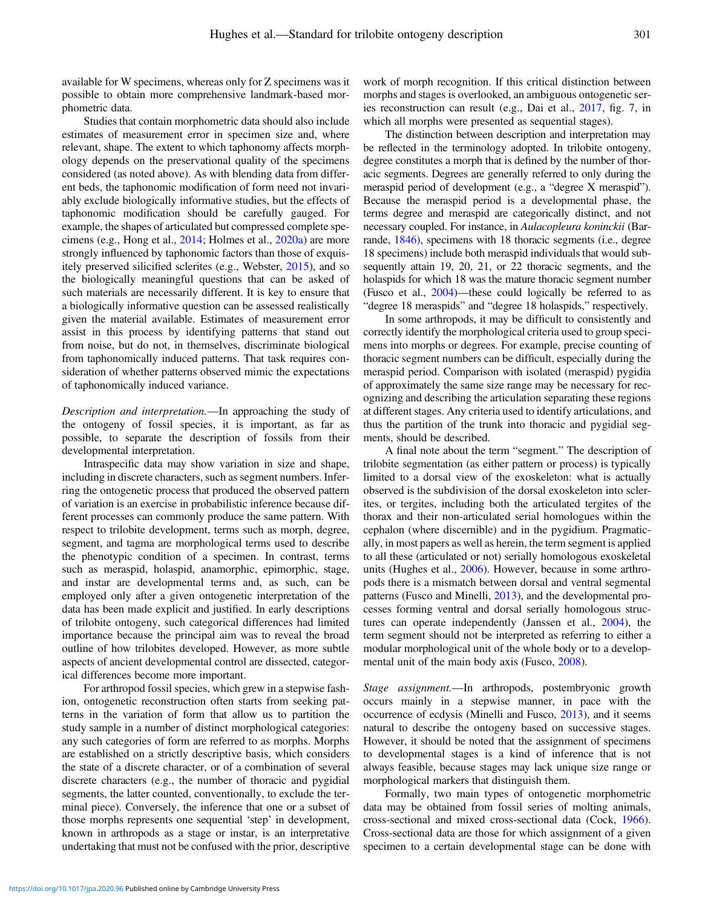available for W specimens, whereas only for Z specimens was it possible to obtain more comprehensive landmark-based morphometric data.

Studies that contain morphometric data should also include estimates of measurement error in specimen size and, where relevant, shape. The extent to which taphonomy affects morphology depends on the preservational quality of the specimens considered (as noted above). As with blending data from different beds, the taphonomic modification of form need not invariably exclude biologically informative studies, but the effects of taphonomic modification should be carefully gauged. For example, the shapes of articulated but compressed complete specimens (e.g., Hong et al., 2014; Holmes et al., 2020a) are more strongly influenced by taphonomic factors than those of exquisitely preserved silicified sclerites (e.g., Webster, 2015), and so the biologically meaningful questions that can be asked of such materials are necessarily different. It is key to ensure that a biologically informative question can be assessed realistically given the material available. Estimates of measurement error assist in this process by identifying patterns that stand out from noise, but do not, in themselves, discriminate biological from taphonomically induced patterns. That task requires consideration of whether patterns observed mimic the expectations of taphonomically induced variance.

*Description and interpretation.*—In approaching the study of the ontogeny of fossil species, it is important, as far as possible, to separate the description of fossils from their developmental interpretation.

Intraspecific data may show variation in size and shape, including in discrete characters, such as segment numbers. Inferring the ontogenetic process that produced the observed pattern of variation is an exercise in probabilistic inference because different processes can commonly produce the same pattern. With respect to trilobite development, terms such as morph, degree, segment, and tagma are morphological terms used to describe the phenotypic condition of a specimen. In contrast, terms such as meraspid, holaspid, anamorphic, epimorphic, stage, and instar are developmental terms and, as such, can be employed only after a given ontogenetic interpretation of the data has been made explicit and justified. In early descriptions of trilobite ontogeny, such categorical differences had limited importance because the principal aim was to reveal the broad outline of how trilobites developed. However, as more subtle aspects of ancient developmental control are dissected, categorical differences become more important.

For arthropod fossil species, which grew in a stepwise fashion, ontogenetic reconstruction often starts from seeking patterns in the variation of form that allow us to partition the study sample in a number of distinct morphological categories: any such categories of form are referred to as morphs. Morphs are established on a strictly descriptive basis, which considers the state of a discrete character, or of a combination of several discrete characters (e.g., the number of thoracic and pygidial segments, the latter counted, conventionally, to exclude the terminal piece). Conversely, the inference that one or a subset of those morphs represents one sequential 'step' in development, known in arthropods as a stage or instar, is an interpretative undertaking that must not be confused with the prior, descriptive work of morph recognition. If this critical distinction between morphs and stages is overlooked, an ambiguous ontogenetic series reconstruction can result (e.g., Dai et al., 2017, fig. 7, in which all morphs were presented as sequential stages).

The distinction between description and interpretation may be reflected in the terminology adopted. In trilobite ontogeny, degree constitutes a morph that is defined by the number of thoracic segments. Degrees are generally referred to only during the meraspid period of development (e.g., a "degree X meraspid"). Because the meraspid period is a developmental phase, the terms degree and meraspid are categorically distinct, and not necessary coupled. For instance, in *Aulacopleura koninckii* (Barrande, 1846), specimens with 18 thoracic segments (i.e., degree 18 specimens) include both meraspid individuals that would subsequently attain 19, 20, 21, or 22 thoracic segments, and the holaspids for which 18 was the mature thoracic segment number (Fusco et al., 2004)—these could logically be referred to as "degree 18 meraspids" and "degree 18 holaspids," respectively.

In some arthropods, it may be difficult to consistently and correctly identify the morphological criteria used to group specimens into morphs or degrees. For example, precise counting of thoracic segment numbers can be difficult, especially during the meraspid period. Comparison with isolated (meraspid) pygidia of approximately the same size range may be necessary for recognizing and describing the articulation separating these regions at different stages. Any criteria used to identify articulations, and thus the partition of the trunk into thoracic and pygidial segments, should be described.

A final note about the term "segment." The description of trilobite segmentation (as either pattern or process) is typically limited to a dorsal view of the exoskeleton: what is actually observed is the subdivision of the dorsal exoskeleton into sclerites, or tergites, including both the articulated tergites of the thorax and their non-articulated serial homologues within the cephalon (where discernible) and in the pygidium. Pragmatically, in most papers as well as herein, the term segment is applied to all these (articulated or not) serially homologous exoskeletal units (Hughes et al., 2006). However, because in some arthropods there is a mismatch between dorsal and ventral segmental patterns (Fusco and Minelli, 2013), and the developmental processes forming ventral and dorsal serially homologous structures can operate independently (Janssen et al., 2004), the term segment should not be interpreted as referring to either a modular morphological unit of the whole body or to a developmental unit of the main body axis (Fusco, 2008).

*Stage assignment.*—In arthropods, postembryonic growth occurs mainly in a stepwise manner, in pace with the occurrence of ecdysis (Minelli and Fusco, 2013), and it seems natural to describe the ontogeny based on successive stages. However, it should be noted that the assignment of specimens to developmental stages is a kind of inference that is not always feasible, because stages may lack unique size range or morphological markers that distinguish them.

Formally, two main types of ontogenetic morphometric data may be obtained from fossil series of molting animals, cross-sectional and mixed cross-sectional data (Cock, 1966). Cross-sectional data are those for which assignment of a given specimen to a certain developmental stage can be done with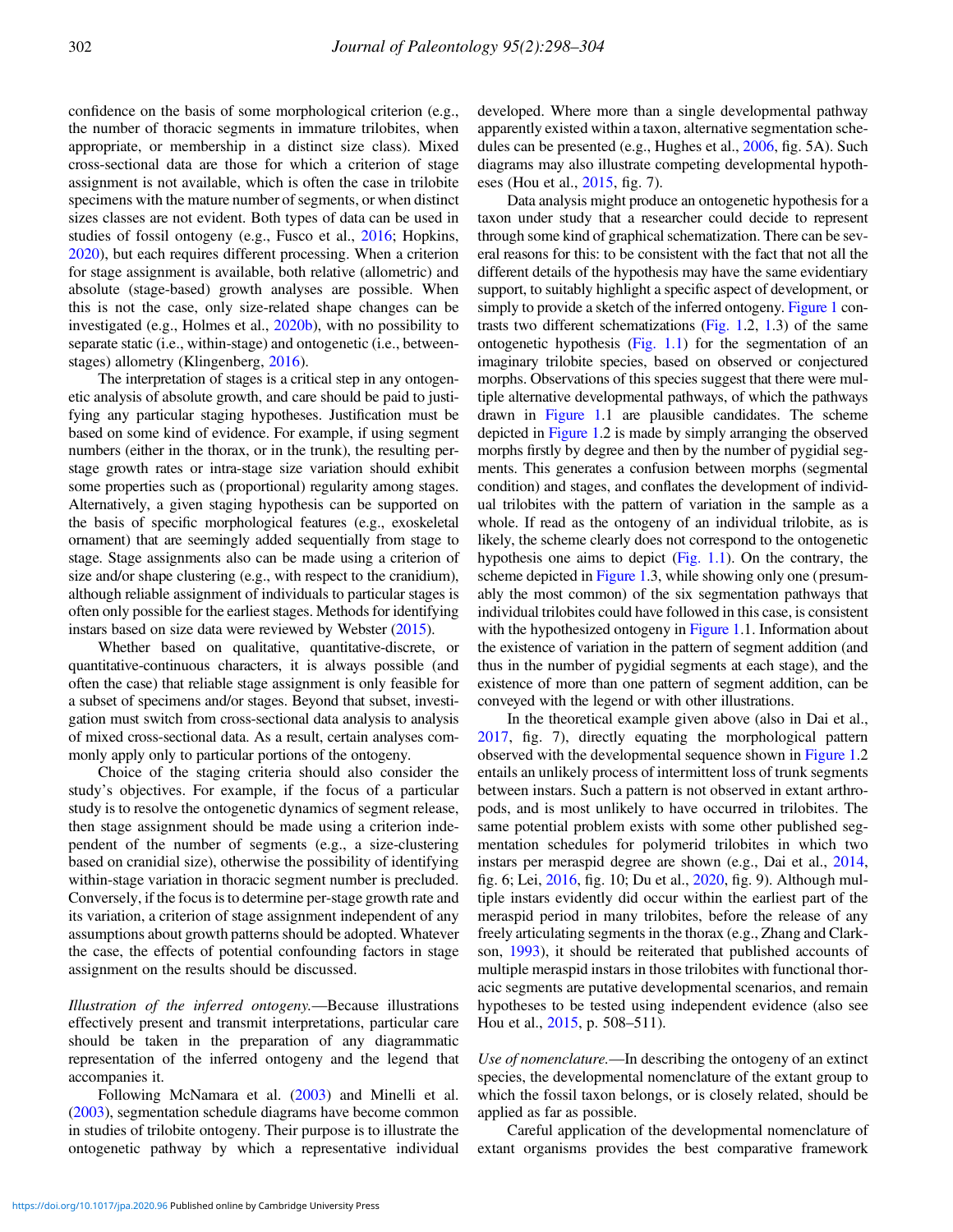confidence on the basis of some morphological criterion (e.g., the number of thoracic segments in immature trilobites, when appropriate, or membership in a distinct size class). Mixed cross-sectional data are those for which a criterion of stage assignment is not available, which is often the case in trilobite specimens with the mature number of segments, or when distinct sizes classes are not evident. Both types of data can be used in studies of fossil ontogeny (e.g., Fusco et al., 2016; Hopkins, 2020), but each requires different processing. When a criterion for stage assignment is available, both relative (allometric) and absolute (stage-based) growth analyses are possible. When this is not the case, only size-related shape changes can be investigated (e.g., Holmes et al., 2020b), with no possibility to separate static (i.e., within-stage) and ontogenetic (i.e., between-stages) allometry (Klingenberg, 2016).

The interpretation of stages is a critical step in any ontogenetic analysis of absolute growth, and care should be paid to justifying any particular staging hypotheses. Justification must be based on some kind of evidence. For example, if using segment numbers (either in the thorax, or in the trunk), the resulting per-stage growth rates or intra-stage size variation should exhibit some properties such as (proportional) regularity among stages. Alternatively, a given staging hypothesis can be supported on the basis of specific morphological features (e.g., exoskeletal ornament) that are seemingly added sequentially from stage to stage. Stage assignments also can be made using a criterion of size and/or shape clustering (e.g., with respect to the cranidium), although reliable assignment of individuals to particular stages is often only possible for the earliest stages. Methods for identifying instars based on size data were reviewed by Webster (2015).

Whether based on qualitative, quantitative-discrete, or quantitative-continuous characters, it is always possible (and often the case) that reliable stage assignment is only feasible for a subset of specimens and/or stages. Beyond that subset, investigation must switch from cross-sectional data analysis to analysis of mixed cross-sectional data. As a result, certain analyses commonly apply only to particular portions of the ontogeny.

Choice of the staging criteria should also consider the study's objectives. For example, if the focus of a particular study is to resolve the ontogenetic dynamics of segment release, then stage assignment should be made using a criterion independent of the number of segments (e.g., a size-clustering based on cranidial size), otherwise the possibility of identifying within-stage variation in thoracic segment number is precluded. Conversely, if the focus is to determine per-stage growth rate and its variation, a criterion of stage assignment independent of any assumptions about growth patterns should be adopted. Whatever the case, the effects of potential confounding factors in stage assignment on the results should be discussed.

*Illustration of the inferred ontogeny.*—Because illustrations effectively present and transmit interpretations, particular care should be taken in the preparation of any diagrammatic representation of the inferred ontogeny and the legend that accompanies it.

Following McNamara et al. (2003) and Minelli et al. (2003), segmentation schedule diagrams have become common in studies of trilobite ontogeny. Their purpose is to illustrate the ontogenetic pathway by which a representative individual developed. Where more than a single developmental pathway apparently existed within a taxon, alternative segmentation schedules can be presented (e.g., Hughes et al., 2006, fig. 5A). Such diagrams may also illustrate competing developmental hypotheses (Hou et al., 2015, fig. 7).

Data analysis might produce an ontogenetic hypothesis for a taxon under study that a researcher could decide to represent through some kind of graphical schematization. There can be several reasons for this: to be consistent with the fact that not all the different details of the hypothesis may have the same evidentiary support, to suitably highlight a specific aspect of development, or simply to provide a sketch of the inferred ontogeny. Figure 1 contrasts two different schematizations (Fig. 1.2, 1.3) of the same ontogenetic hypothesis (Fig. 1.1) for the segmentation of an imaginary trilobite species, based on observed or conjectured morphs. Observations of this species suggest that there were multiple alternative developmental pathways, of which the pathways drawn in Figure 1.1 are plausible candidates. The scheme depicted in Figure 1.2 is made by simply arranging the observed morphs firstly by degree and then by the number of pygidial segments. This generates a confusion between morphs (segmental condition) and stages, and conflates the development of individual trilobites with the pattern of variation in the sample as a whole. If read as the ontogeny of an individual trilobite, as is likely, the scheme clearly does not correspond to the ontogenetic hypothesis one aims to depict (Fig. 1.1). On the contrary, the scheme depicted in Figure 1.3, while showing only one (presumably the most common) of the six segmentation pathways that individual trilobites could have followed in this case, is consistent with the hypothesized ontogeny in Figure 1.1. Information about the existence of variation in the pattern of segment addition (and thus in the number of pygidial segments at each stage), and the existence of more than one pattern of segment addition, can be conveyed with the legend or with other illustrations.

In the theoretical example given above (also in Dai et al., 2017, fig. 7), directly equating the morphological pattern observed with the developmental sequence shown in Figure 1.2 entails an unlikely process of intermittent loss of trunk segments between instars. Such a pattern is not observed in extant arthropods, and is most unlikely to have occurred in trilobites. The same potential problem exists with some other published segmentation schedules for polymerid trilobites in which two instars per meraspid degree are shown (e.g., Dai et al., 2014, fig. 6; Lei, 2016, fig. 10; Du et al., 2020, fig. 9). Although multiple instars evidently did occur within the earliest part of the meraspid period in many trilobites, before the release of any freely articulating segments in the thorax (e.g., Zhang and Clarkson, 1993), it should be reiterated that published accounts of multiple meraspid instars in those trilobites with functional thoracic segments are putative developmental scenarios, and remain hypotheses to be tested using independent evidence (also see Hou et al., 2015, p. 508–511).

*Use of nomenclature.*—In describing the ontogeny of an extinct species, the developmental nomenclature of the extant group to which the fossil taxon belongs, or is closely related, should be applied as far as possible.

Careful application of the developmental nomenclature of extant organisms provides the best comparative framework

https://doi.org/10.1017/jpa.2020.96 Published online by Cambridge University Press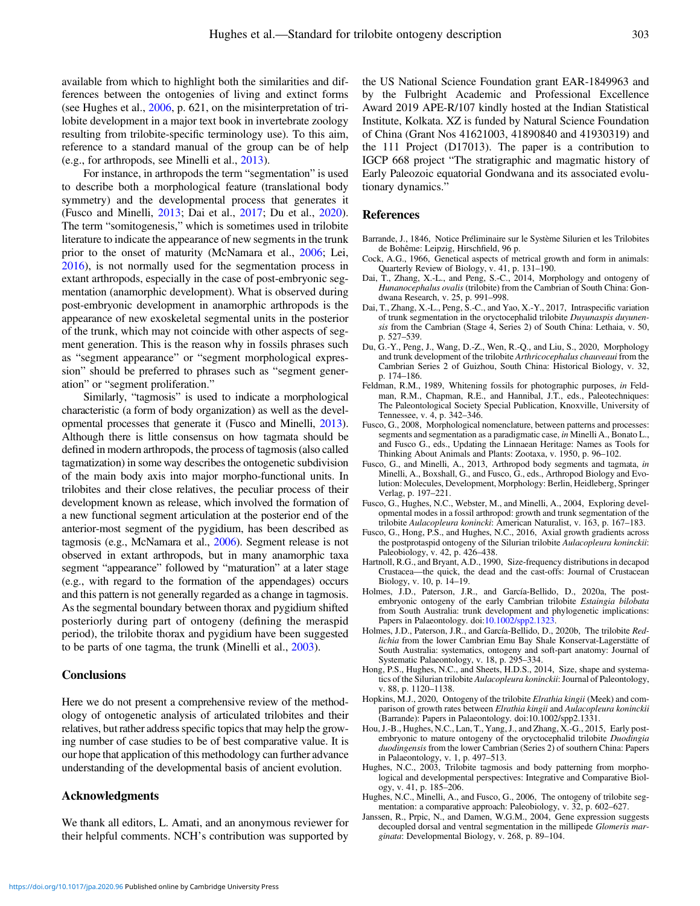available from which to highlight both the similarities and differences between the ontogenies of living and extinct forms (see Hughes et al., 2006, p. 621, on the misinterpretation of trilobite development in a major text book in invertebrate zoology resulting from trilobite-specific terminology use). To this aim, reference to a standard manual of the group can be of help (e.g., for arthropods, see Minelli et al., 2013).

For instance, in arthropods the term "segmentation" is used to describe both a morphological feature (translational body symmetry) and the developmental process that generates it (Fusco and Minelli, 2013; Dai et al., 2017; Du et al., 2020). The term "somitogenesis," which is sometimes used in trilobite literature to indicate the appearance of new segments in the trunk prior to the onset of maturity (McNamara et al., 2006; Lei, 2016), is not normally used for the segmentation process in extant arthropods, especially in the case of post-embryonic segmentation (anamorphic development). What is observed during post-embryonic development in anamorphic arthropods is the appearance of new exoskeletal segmental units in the posterior of the trunk, which may not coincide with other aspects of segment generation. This is the reason why in fossils phrases such as "segment appearance" or "segment morphological expression" should be preferred to phrases such as "segment generation" or "segment proliferation."

Similarly, "tagmosis" is used to indicate a morphological characteristic (a form of body organization) as well as the developmental processes that generate it (Fusco and Minelli, 2013). Although there is little consensus on how tagmata should be defined in modern arthropods, the process of tagmosis (also called tagmatization) in some way describes the ontogenetic subdivision of the main body axis into major morpho-functional units. In trilobites and their close relatives, the peculiar process of their development known as release, which involved the formation of a new functional segment articulation at the posterior end of the anterior-most segment of the pygidium, has been described as tagmosis (e.g., McNamara et al., 2006). Segment release is not observed in extant arthropods, but in many anamorphic taxa segment "appearance" followed by "maturation" at a later stage (e.g., with regard to the formation of the appendages) occurs and this pattern is not generally regarded as a change in tagmosis. As the segmental boundary between thorax and pygidium shifted posteriorly during part of ontogeny (defining the meraspid period), the trilobite thorax and pygidium have been suggested to be parts of one tagma, the trunk (Minelli et al., 2003).

## Conclusions

Here we do not present a comprehensive review of the methodology of ontogenetic analysis of articulated trilobites and their relatives, but rather address specific topics that may help the growing number of case studies to be of best comparative value. It is our hope that application of this methodology can further advance understanding of the developmental basis of ancient evolution.

## Acknowledgments

We thank all editors, L. Amati, and an anonymous reviewer for their helpful comments. NCH's contribution was supported by the US National Science Foundation grant EAR-1849963 and by the Fulbright Academic and Professional Excellence Award 2019 APE-R/107 kindly hosted at the Indian Statistical Institute, Kolkata. XZ is funded by Natural Science Foundation of China (Grant Nos 41621003, 41890840 and 41930319) and the 111 Project (D17013). The paper is a contribution to IGCP 668 project "The stratigraphic and magmatic history of Early Paleozoic equatorial Gondwana and its associated evolutionary dynamics."

## References

Barrande, J., 1846, Notice Préliminaire sur le Système Silurien et les Trilobites de Bohême: Leipzig, Hirschfield, 96 p.

Cock, A.G., 1966, Genetical aspects of metrical growth and form in animals: Quarterly Review of Biology, v. 41, p. 131–190.

Dai, T., Zhang, X.-L., and Peng, S.-C., 2014, Morphology and ontogeny of *Hunanocephalus ovalis* (trilobite) from the Cambrian of South China: Gondwana Research, v. 25, p. 991–998.

Dai, T., Zhang, X.-L., Peng, S.-C., and Yao, X.-Y., 2017, Intraspecific variation of trunk segmentation in the oryctocephalid trilobite *Duyunaspis duyunensis* from the Cambrian (Stage 4, Series 2) of South China: Lethaia, v. 50, p. 527–539.

Du, G.-Y., Peng, J., Wang, D.-Z., Wen, R.-Q., and Liu, S., 2020, Morphology and trunk development of the trilobite *Arthricocephalus chauveaui* from the Cambrian Series 2 of Guizhou, South China: Historical Biology, v. 32, p. 174–186.

Feldman, R.M., 1989, Whitening fossils for photographic purposes, *in* Feldman, R.M., Chapman, R.E., and Hannibal, J.T., eds., Paleotechniques: The Paleontological Society Special Publication, Knoxville, University of Tennessee, v. 4, p. 342–346.

Fusco, G., 2008, Morphological nomenclature, between patterns and processes: segments and segmentation as a paradigmatic case, *in* Minelli A., Bonato L., and Fusco G., eds., Updating the Linnaean Heritage: Names as Tools for Thinking About Animals and Plants: Zootaxa, v. 1950, p. 96–102.

Fusco, G., and Minelli, A., 2013, Arthropod body segments and tagmata, *in* Minelli, A., Boxshall, G., and Fusco, G., eds., Arthropod Biology and Evolution: Molecules, Development, Morphology: Berlin, Heidleberg, Springer Verlag, p. 197–221.

Fusco, G., Hughes, N.C., Webster, M., and Minelli, A., 2004, Exploring developmental modes in a fossil arthropod: growth and trunk segmentation of the trilobite *Aulacopleura konincki*: American Naturalist, v. 163, p. 167–183.

Fusco, G., Hong, P.S., and Hughes, N.C., 2016, Axial growth gradients across the postprotaspid ontogeny of the Silurian trilobite *Aulacopleura koninckii*: Paleobiology, v. 42, p. 426–438.

Hartnoll, R.G., and Bryant, A.D., 1990, Size-frequency distributions in decapod Crustacea—the quick, the dead and the cast-offs: Journal of Crustacean Biology, v. 10, p. 14–19.

Holmes, J.D., Paterson, J.R., and García-Bellido, D., 2020a, The post-embryonic ontogeny of the early Cambrian trilobite *Estaingia bilobata* from South Australia: trunk development and phylogenetic implications: Papers in Palaeontology. doi:10.1002/spp2.1323.

Holmes, J.D., Paterson, J.R., and García-Bellido, D., 2020b, The trilobite *Redlichia* from the lower Cambrian Emu Bay Shale Konservat-Lagerstätte of South Australia: systematics, ontogeny and soft-part anatomy: Journal of Systematic Palaeontology, v. 18, p. 295–334.

Hong, P.S., Hughes, N.C., and Sheets, H.D.S., 2014, Size, shape and systematics of the Silurian trilobite *Aulacopleura koninckii*: Journal of Paleontology, v. 88, p. 1120–1138.

Hopkins, M.J., 2020, Ontogeny of the trilobite *Elrathia kingii* (Meek) and comparison of growth rates between *Elrathia kingii* and *Aulacopleura koninckii* (Barrande): Papers in Palaeontology. doi:10.1002/spp2.1331.

Hou, J.-B., Hughes, N.C., Lan, T., Yang, J., and Zhang, X.-G., 2015, Early post-embryonic to mature ontogeny of the oryctocephalid trilobite *Duodingia duodingensis* from the lower Cambrian (Series 2) of southern China: Papers in Palaeontology, v. 1, p. 497–513.

Hughes, N.C., 2003, Trilobite tagmosis and body patterning from morphological and developmental perspectives: Integrative and Comparative Biology, v. 41, p. 185–206.

Hughes, N.C., Minelli, A., and Fusco, G., 2006, The ontogeny of trilobite segmentation: a comparative approach: Paleobiology, v. 32, p. 602–627.

Janssen, R., Prpic, N., and Damen, W.G.M., 2004, Gene expression suggests decoupled dorsal and ventral segmentation in the millipede *Glomeris marginata*: Developmental Biology, v. 268, p. 89–104.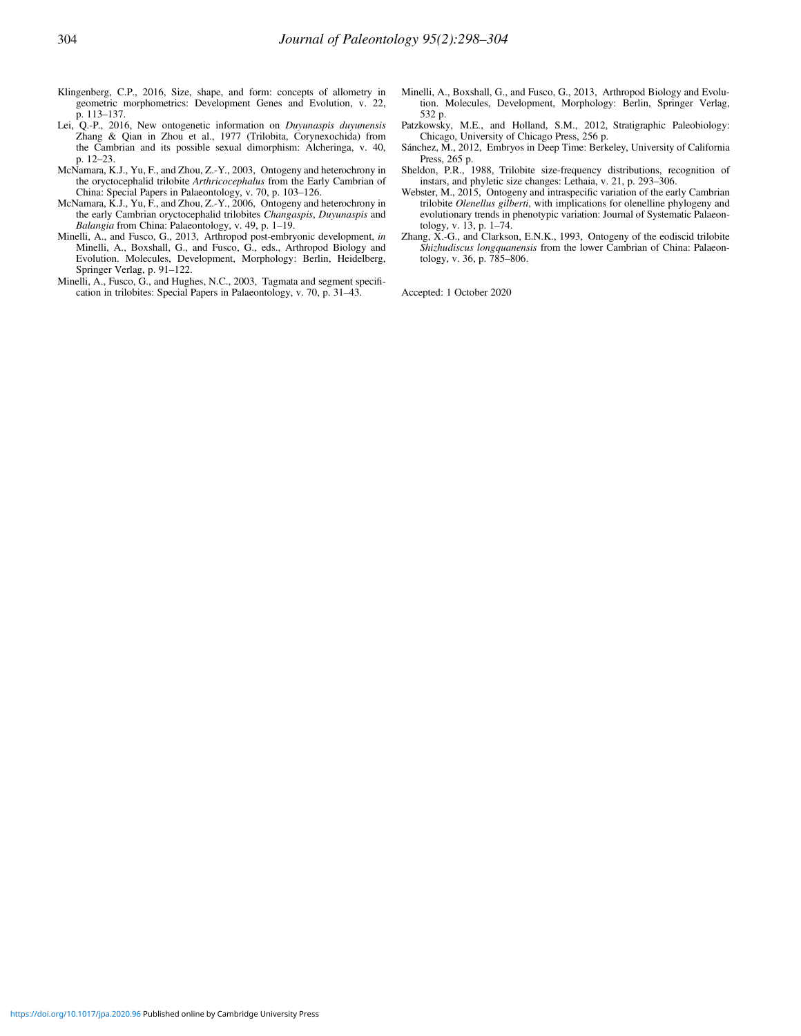Klingenberg, C.P., 2016, Size, shape, and form: concepts of allometry in geometric morphometrics: Development Genes and Evolution, v. 22, p. 113–137.

Lei, Q.-P., 2016, New ontogenetic information on *Duyunaspis duyunensis* Zhang & Qian in Zhou et al., 1977 (Trilobita, Corynexochida) from the Cambrian and its possible sexual dimorphism: Alcheringa, v. 40, p. 12–23.

McNamara, K.J., Yu, F., and Zhou, Z.-Y., 2003, Ontogeny and heterochrony in the oryctocephalid trilobite *Arthricocephalus* from the Early Cambrian of China: Special Papers in Palaeontology, v. 70, p. 103–126.

McNamara, K.J., Yu, F., and Zhou, Z.-Y., 2006, Ontogeny and heterochrony in the early Cambrian oryctocephalid trilobites *Changaspis*, *Duyunaspis* and *Balangia* from China: Palaeontology, v. 49, p. 1–19.

Minelli, A., and Fusco, G., 2013, Arthropod post-embryonic development, *in* Minelli, A., Boxshall, G., and Fusco, G., eds., Arthropod Biology and Evolution. Molecules, Development, Morphology: Berlin, Heidelberg, Springer Verlag, p. 91–122.

Minelli, A., Fusco, G., and Hughes, N.C., 2003, Tagmata and segment specification in trilobites: Special Papers in Palaeontology, v. 70, p. 31–43.

Minelli, A., Boxshall, G., and Fusco, G., 2013, Arthropod Biology and Evolution. Molecules, Development, Morphology: Berlin, Springer Verlag, 532 p.

Patzkowsky, M.E., and Holland, S.M., 2012, Stratigraphic Paleobiology: Chicago, University of Chicago Press, 256 p.

Sánchez, M., 2012, Embryos in Deep Time: Berkeley, University of California Press, 265 p.

Sheldon, P.R., 1988, Trilobite size-frequency distributions, recognition of instars, and phyletic size changes: Lethaia, v. 21, p. 293–306.

Webster, M., 2015, Ontogeny and intraspecific variation of the early Cambrian trilobite *Olenellus gilberti*, with implications for olenelline phylogeny and evolutionary trends in phenotypic variation: Journal of Systematic Palaeontology, v. 13, p. 1–74.

Zhang, X.-G., and Clarkson, E.N.K., 1993, Ontogeny of the eodiscid trilobite *Shizhudiscus longquanensis* from the lower Cambrian of China: Palaeontology, v. 36, p. 785–806.

Accepted: 1 October 2020